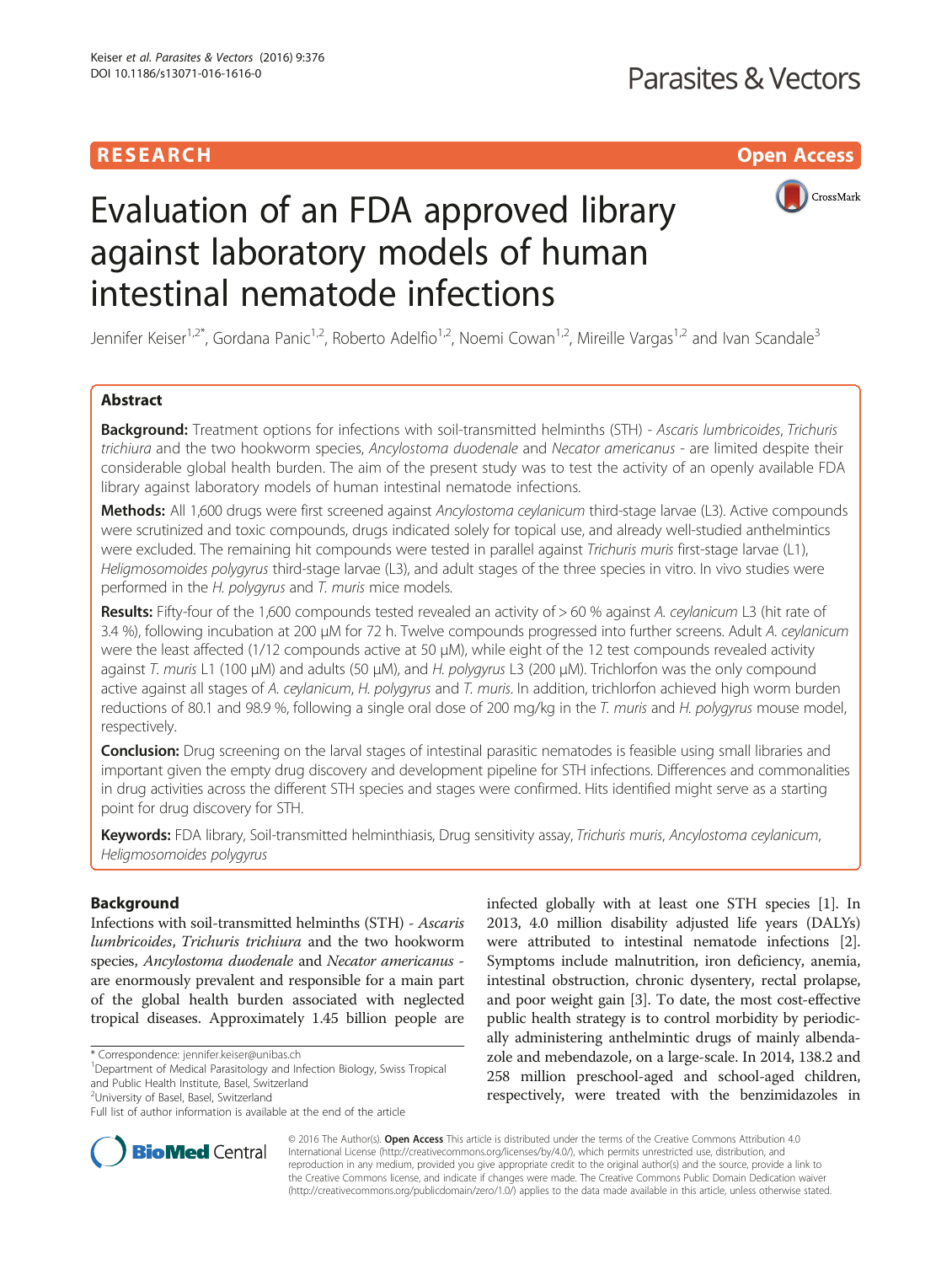RESEARCH Open Access

# Evaluation of an FDA approved library against laboratory models of human intestinal nematode infections

Jennifer Keiser[1,2*], Gordana Panic[1,2], Roberto Adelfio[1,2], Noemi Cowan[1,2], Mireille Vargas[1,2] and Ivan Scandale[3]

## Abstract

**Background:** Treatment options for infections with soil-transmitted helminths (STH) - *Ascaris lumbricoides*, *Trichuris trichiura* and the two hookworm species, *Ancylostoma duodenale* and *Necator americanus* - are limited despite their considerable global health burden. The aim of the present study was to test the activity of an openly available FDA library against laboratory models of human intestinal nematode infections.

**Methods:** All 1,600 drugs were first screened against *Ancylostoma ceylanicum* third-stage larvae (L3). Active compounds were scrutinized and toxic compounds, drugs indicated solely for topical use, and already well-studied anthelmintics were excluded. The remaining hit compounds were tested in parallel against *Trichuris muris* first-stage larvae (L1), *Heligmosomoides polygyrus* third-stage larvae (L3), and adult stages of the three species in vitro. In vivo studies were performed in the *H. polygyrus* and *T. muris* mice models.

**Results:** Fifty-four of the 1,600 compounds tested revealed an activity of > 60 % against *A. ceylanicum* L3 (hit rate of 3.4 %), following incubation at 200 μM for 72 h. Twelve compounds progressed into further screens. Adult *A. ceylanicum* were the least affected (1/12 compounds active at 50 μM), while eight of the 12 test compounds revealed activity against *T. muris* L1 (100 μM) and adults (50 μM), and *H. polygyrus* L3 (200 μM). Trichlorfon was the only compound active against all stages of *A. ceylanicum*, *H. polygyrus* and *T. muris*. In addition, trichlorfon achieved high worm burden reductions of 80.1 and 98.9 %, following a single oral dose of 200 mg/kg in the *T. muris* and *H. polygyrus* mouse model, respectively.

**Conclusion:** Drug screening on the larval stages of intestinal parasitic nematodes is feasible using small libraries and important given the empty drug discovery and development pipeline for STH infections. Differences and commonalities in drug activities across the different STH species and stages were confirmed. Hits identified might serve as a starting point for drug discovery for STH.

**Keywords:** FDA library, Soil-transmitted helminthiasis, Drug sensitivity assay, *Trichuris muris*, *Ancylostoma ceylanicum*, *Heligmosomoides polygyrus*

## Background

Infections with soil-transmitted helminths (STH) - *Ascaris lumbricoides*, *Trichuris trichiura* and the two hookworm species, *Ancylostoma duodenale* and *Necator americanus* - are enormously prevalent and responsible for a main part of the global health burden associated with neglected tropical diseases. Approximately 1.45 billion people are infected globally with at least one STH species [1]. In 2013, 4.0 million disability adjusted life years (DALYs) were attributed to intestinal nematode infections [2]. Symptoms include malnutrition, iron deficiency, anemia, intestinal obstruction, chronic dysentery, rectal prolapse, and poor weight gain [3]. To date, the most cost-effective public health strategy is to control morbidity by periodically administering anthelmintic drugs of mainly albendazole and mebendazole, on a large-scale. In 2014, 138.2 and 258 million preschool-aged and school-aged children, respectively, were treated with the benzimidazoles in

\* Correspondence: jennifer.keiser@unibas.ch
[1]Department of Medical Parasitology and Infection Biology, Swiss Tropical and Public Health Institute, Basel, Switzerland
[2]University of Basel, Basel, Switzerland
Full list of author information is available at the end of the article

© 2016 The Author(s). **Open Access** This article is distributed under the terms of the Creative Commons Attribution 4.0 International License (http://creativecommons.org/licenses/by/4.0/), which permits unrestricted use, distribution, and reproduction in any medium, provided you give appropriate credit to the original author(s) and the source, provide a link to the Creative Commons license, and indicate if changes were made. The Creative Commons Public Domain Dedication waiver (http://creativecommons.org/publicdomain/zero/1.0/) applies to the data made available in this article, unless otherwise stated.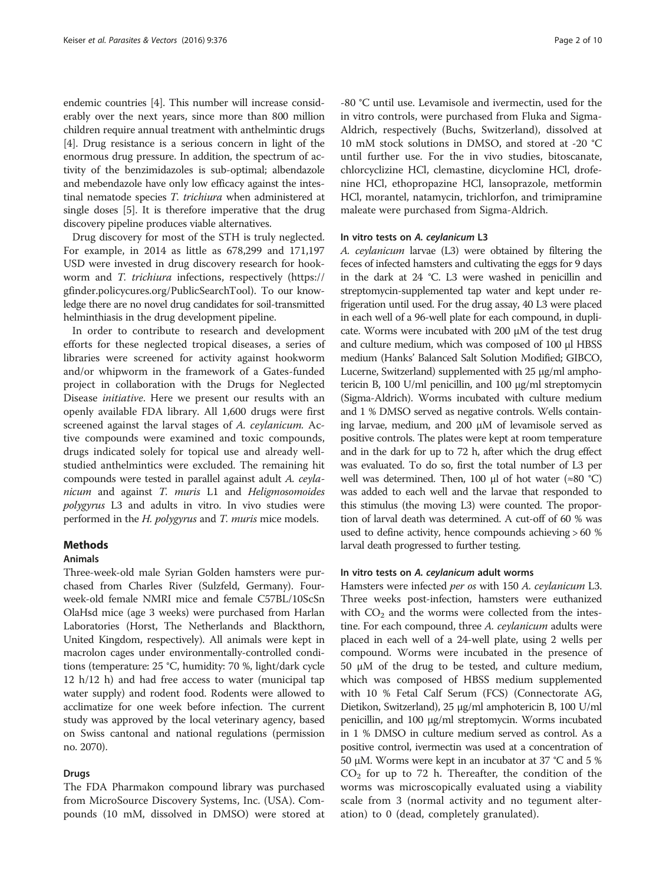endemic countries [4]. This number will increase considerably over the next years, since more than 800 million children require annual treatment with anthelmintic drugs [4]. Drug resistance is a serious concern in light of the enormous drug pressure. In addition, the spectrum of activity of the benzimidazoles is sub-optimal; albendazole and mebendazole have only low efficacy against the intestinal nematode species *T. trichiura* when administered at single doses [5]. It is therefore imperative that the drug discovery pipeline produces viable alternatives.

Drug discovery for most of the STH is truly neglected. For example, in 2014 as little as 678,299 and 171,197 USD were invested in drug discovery research for hookworm and *T. trichiura* infections, respectively (https://gfinder.policycures.org/PublicSearchTool). To our knowledge there are no novel drug candidates for soil-transmitted helminthiasis in the drug development pipeline.

In order to contribute to research and development efforts for these neglected tropical diseases, a series of libraries were screened for activity against hookworm and/or whipworm in the framework of a Gates-funded project in collaboration with the Drugs for Neglected Disease *initiative*. Here we present our results with an openly available FDA library. All 1,600 drugs were first screened against the larval stages of *A. ceylanicum*. Active compounds were examined and toxic compounds, drugs indicated solely for topical use and already well-studied anthelmintics were excluded. The remaining hit compounds were tested in parallel against adult *A. ceylanicum* and against *T. muris* L1 and *Heligmosomoides polygyrus* L3 and adults in vitro. In vivo studies were performed in the *H. polygyrus* and *T. muris* mice models.

## Methods

### Animals

Three-week-old male Syrian Golden hamsters were purchased from Charles River (Sulzfeld, Germany). Four-week-old female NMRI mice and female C57BL/10ScSn OlaHsd mice (age 3 weeks) were purchased from Harlan Laboratories (Horst, The Netherlands and Blackthorn, United Kingdom, respectively). All animals were kept in macrolon cages under environmentally-controlled conditions (temperature: 25 °C, humidity: 70 %, light/dark cycle 12 h/12 h) and had free access to water (municipal tap water supply) and rodent food. Rodents were allowed to acclimatize for one week before infection. The current study was approved by the local veterinary agency, based on Swiss cantonal and national regulations (permission no. 2070).

### Drugs

The FDA Pharmakon compound library was purchased from MicroSource Discovery Systems, Inc. (USA). Compounds (10 mM, dissolved in DMSO) were stored at -80 °C until use. Levamisole and ivermectin, used for the in vitro controls, were purchased from Fluka and Sigma-Aldrich, respectively (Buchs, Switzerland), dissolved at 10 mM stock solutions in DMSO, and stored at -20 °C until further use. For the in vivo studies, bitoscanate, chlorcyclizine HCl, clemastine, dicyclomine HCl, drofenine HCl, ethopropazine HCl, lansoprazole, metformin HCl, morantel, natamycin, trichlorfon, and trimipramine maleate were purchased from Sigma-Aldrich.

### In vitro tests on *A. ceylanicum* L3

*A. ceylanicum* larvae (L3) were obtained by filtering the feces of infected hamsters and cultivating the eggs for 9 days in the dark at 24 °C. L3 were washed in penicillin and streptomycin-supplemented tap water and kept under refrigeration until used. For the drug assay, 40 L3 were placed in each well of a 96-well plate for each compound, in duplicate. Worms were incubated with 200 μM of the test drug and culture medium, which was composed of 100 μl HBSS medium (Hanks' Balanced Salt Solution Modified; GIBCO, Lucerne, Switzerland) supplemented with 25 μg/ml amphotericin B, 100 U/ml penicillin, and 100 μg/ml streptomycin (Sigma-Aldrich). Worms incubated with culture medium and 1 % DMSO served as negative controls. Wells containing larvae, medium, and 200 μM of levamisole served as positive controls. The plates were kept at room temperature and in the dark for up to 72 h, after which the drug effect was evaluated. To do so, first the total number of L3 per well was determined. Then, 100 μl of hot water (≈80 °C) was added to each well and the larvae that responded to this stimulus (the moving L3) were counted. The proportion of larval death was determined. A cut-off of 60 % was used to define activity, hence compounds achieving > 60 % larval death progressed to further testing.

### In vitro tests on *A. ceylanicum* adult worms

Hamsters were infected *per os* with 150 *A. ceylanicum* L3. Three weeks post-infection, hamsters were euthanized with $CO_2$ and the worms were collected from the intestine. For each compound, three *A. ceylanicum* adults were placed in each well of a 24-well plate, using 2 wells per compound. Worms were incubated in the presence of 50 μM of the drug to be tested, and culture medium, which was composed of HBSS medium supplemented with 10 % Fetal Calf Serum (FCS) (Connectorate AG, Dietikon, Switzerland), 25 μg/ml amphotericin B, 100 U/ml penicillin, and 100 μg/ml streptomycin. Worms incubated in 1 % DMSO in culture medium served as control. As a positive control, ivermectin was used at a concentration of 50 μM. Worms were kept in an incubator at 37 °C and 5 % $CO_2$ for up to 72 h. Thereafter, the condition of the worms was microscopically evaluated using a viability scale from 3 (normal activity and no tegument alteration) to 0 (dead, completely granulated).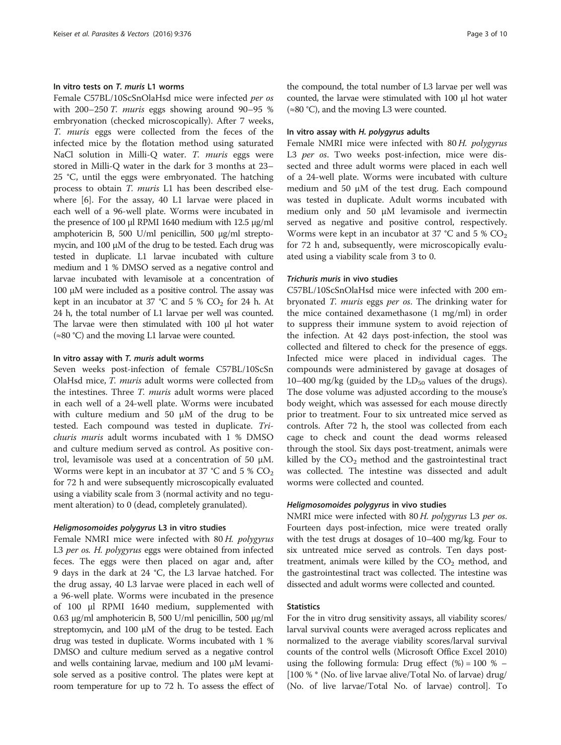#### In vitro tests on *T. muris* L1 worms

Female C57BL/10ScSnOlaHsd mice were infected *per os* with 200–250 *T. muris* eggs showing around 90–95 % embryonation (checked microscopically). After 7 weeks, *T. muris* eggs were collected from the feces of the infected mice by the flotation method using saturated NaCl solution in Milli-Q water. *T. muris* eggs were stored in Milli-Q water in the dark for 3 months at 23–25 °C, until the eggs were embryonated. The hatching process to obtain *T. muris* L1 has been described elsewhere [6]. For the assay, 40 L1 larvae were placed in each well of a 96-well plate. Worms were incubated in the presence of 100 μl RPMI 1640 medium with 12.5 μg/ml amphotericin B, 500 U/ml penicillin, 500 μg/ml streptomycin, and 100 μM of the drug to be tested. Each drug was tested in duplicate. L1 larvae incubated with culture medium and 1 % DMSO served as a negative control and larvae incubated with levamisole at a concentration of 100 μM were included as a positive control. The assay was kept in an incubator at 37 °C and 5 % $CO_2$ for 24 h. At 24 h, the total number of L1 larvae per well was counted. The larvae were then stimulated with 100 μl hot water (≈80 °C) and the moving L1 larvae were counted.

#### In vitro assay with *T. muris* adult worms

Seven weeks post-infection of female C57BL/10ScSn OlaHsd mice, *T. muris* adult worms were collected from the intestines. Three *T. muris* adult worms were placed in each well of a 24-well plate. Worms were incubated with culture medium and 50 μM of the drug to be tested. Each compound was tested in duplicate. *Trichuris muris* adult worms incubated with 1 % DMSO and culture medium served as control. As positive control, levamisole was used at a concentration of 50 μM. Worms were kept in an incubator at 37 °C and 5 % $CO_2$ for 72 h and were subsequently microscopically evaluated using a viability scale from 3 (normal activity and no tegument alteration) to 0 (dead, completely granulated).

#### *Heligmosomoides polygyrus* L3 in vitro studies

Female NMRI mice were infected with 80 *H. polygyrus* L3 *per os*. *H. polygyrus* eggs were obtained from infected feces. The eggs were then placed on agar and, after 9 days in the dark at 24 °C, the L3 larvae hatched. For the drug assay, 40 L3 larvae were placed in each well of a 96-well plate. Worms were incubated in the presence of 100 μl RPMI 1640 medium, supplemented with 0.63 μg/ml amphotericin B, 500 U/ml penicillin, 500 μg/ml streptomycin, and 100 μM of the drug to be tested. Each drug was tested in duplicate. Worms incubated with 1 % DMSO and culture medium served as a negative control and wells containing larvae, medium and 100 μM levamisole served as a positive control. The plates were kept at room temperature for up to 72 h. To assess the effect of the compound, the total number of L3 larvae per well was counted, the larvae were stimulated with 100 μl hot water (≈80 °C), and the moving L3 were counted.

#### In vitro assay with *H. polygyrus* adults

Female NMRI mice were infected with 80 *H. polygyrus* L3 *per os*. Two weeks post-infection, mice were dissected and three adult worms were placed in each well of a 24-well plate. Worms were incubated with culture medium and 50 μM of the test drug. Each compound was tested in duplicate. Adult worms incubated with medium only and 50 μM levamisole and ivermectin served as negative and positive control, respectively. Worms were kept in an incubator at 37 °C and 5 % $CO_2$ for 72 h and, subsequently, were microscopically evaluated using a viability scale from 3 to 0.

#### *Trichuris muris* in vivo studies

C57BL/10ScSnOlaHsd mice were infected with 200 embryonated *T. muris* eggs *per os*. The drinking water for the mice contained dexamethasone (1 mg/ml) in order to suppress their immune system to avoid rejection of the infection. At 42 days post-infection, the stool was collected and filtered to check for the presence of eggs. Infected mice were placed in individual cages. The compounds were administered by gavage at dosages of 10–400 mg/kg (guided by the $LD_{50}$ values of the drugs). The dose volume was adjusted according to the mouse's body weight, which was assessed for each mouse directly prior to treatment. Four to six untreated mice served as controls. After 72 h, the stool was collected from each cage to check and count the dead worms released through the stool. Six days post-treatment, animals were killed by the $CO_2$ method and the gastrointestinal tract was collected. The intestine was dissected and adult worms were collected and counted.

#### *Heligmosomoides polygyrus* in vivo studies

NMRI mice were infected with 80 *H. polygyrus* L3 *per os*. Fourteen days post-infection, mice were treated orally with the test drugs at dosages of 10–400 mg/kg. Four to six untreated mice served as controls. Ten days post-treatment, animals were killed by the $CO_2$ method, and the gastrointestinal tract was collected. The intestine was dissected and adult worms were collected and counted.

#### Statistics

For the in vitro drug sensitivity assays, all viability scores/larval survival counts were averaged across replicates and normalized to the average viability scores/larval survival counts of the control wells (Microsoft Office Excel 2010) using the following formula: Drug effect (%) = 100 % – [100 % * (No. of live larvae alive/Total No. of larvae) drug/(No. of live larvae/Total No. of larvae) control]. To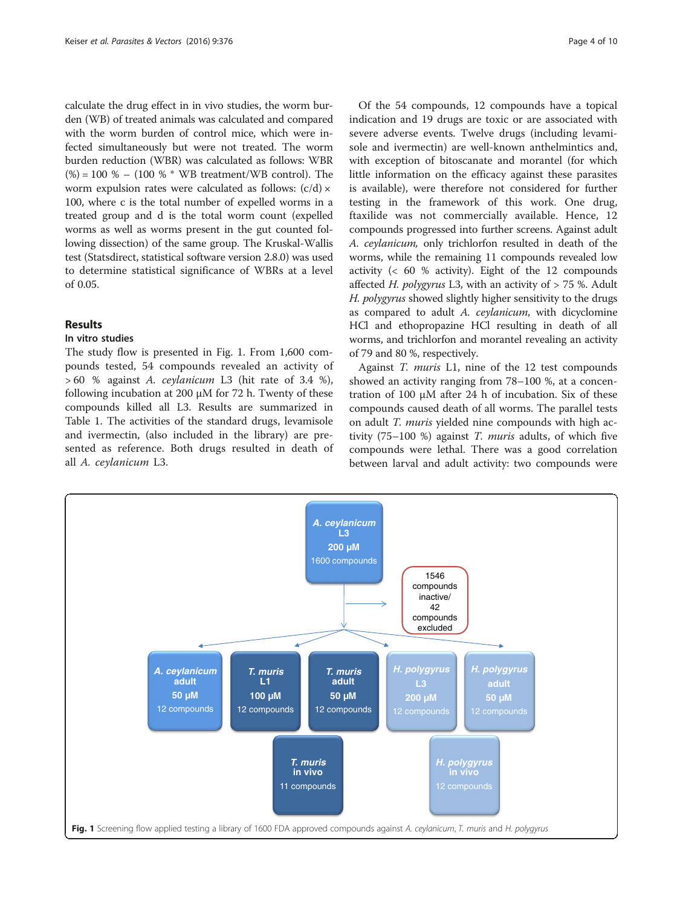calculate the drug effect in in vivo studies, the worm burden (WB) of treated animals was calculated and compared with the worm burden of control mice, which were infected simultaneously but were not treated. The worm burden reduction (WBR) was calculated as follows: WBR (%) = 100 % − (100 % * WB treatment/WB control). The worm expulsion rates were calculated as follows: (c/d) × 100, where c is the total number of expelled worms in a treated group and d is the total worm count (expelled worms as well as worms present in the gut counted following dissection) of the same group. The Kruskal-Wallis test (Statsdirect, statistical software version 2.8.0) was used to determine statistical significance of WBRs at a level of 0.05.

## Results

### In vitro studies

The study flow is presented in Fig. 1. From 1,600 compounds tested, 54 compounds revealed an activity of > 60 % against *A. ceylanicum* L3 (hit rate of 3.4 %), following incubation at 200 μM for 72 h. Twenty of these compounds killed all L3. Results are summarized in Table 1. The activities of the standard drugs, levamisole and ivermectin, (also included in the library) are presented as reference. Both drugs resulted in death of all *A. ceylanicum* L3.

Of the 54 compounds, 12 compounds have a topical indication and 19 drugs are toxic or are associated with severe adverse events. Twelve drugs (including levamisole and ivermectin) are well-known anthelmintics and, with exception of bitoscanate and morantel (for which little information on the efficacy against these parasites is available), were therefore not considered for further testing in the framework of this work. One drug, ftaxilide was not commercially available. Hence, 12 compounds progressed into further screens. Against adult *A. ceylanicum,* only trichlorfon resulted in death of the worms, while the remaining 11 compounds revealed low activity (< 60 % activity). Eight of the 12 compounds affected *H. polygyrus* L3, with an activity of > 75 %. Adult *H. polygyrus* showed slightly higher sensitivity to the drugs as compared to adult *A. ceylanicum*, with dicyclomine HCl and ethopropazine HCl resulting in death of all worms, and trichlorfon and morantel revealing an activity of 79 and 80 %, respectively.

Against *T. muris* L1, nine of the 12 test compounds showed an activity ranging from 78–100 %, at a concentration of 100 μM after 24 h of incubation. Six of these compounds caused death of all worms. The parallel tests on adult *T. muris* yielded nine compounds with high activity (75–100 %) against *T. muris* adults, of which five compounds were lethal. There was a good correlation between larval and adult activity: two compounds were

Fig. 1 Screening flow applied testing a library of 1600 FDA approved compounds against *A. ceylanicum*, *T. muris* and *H. polygyrus*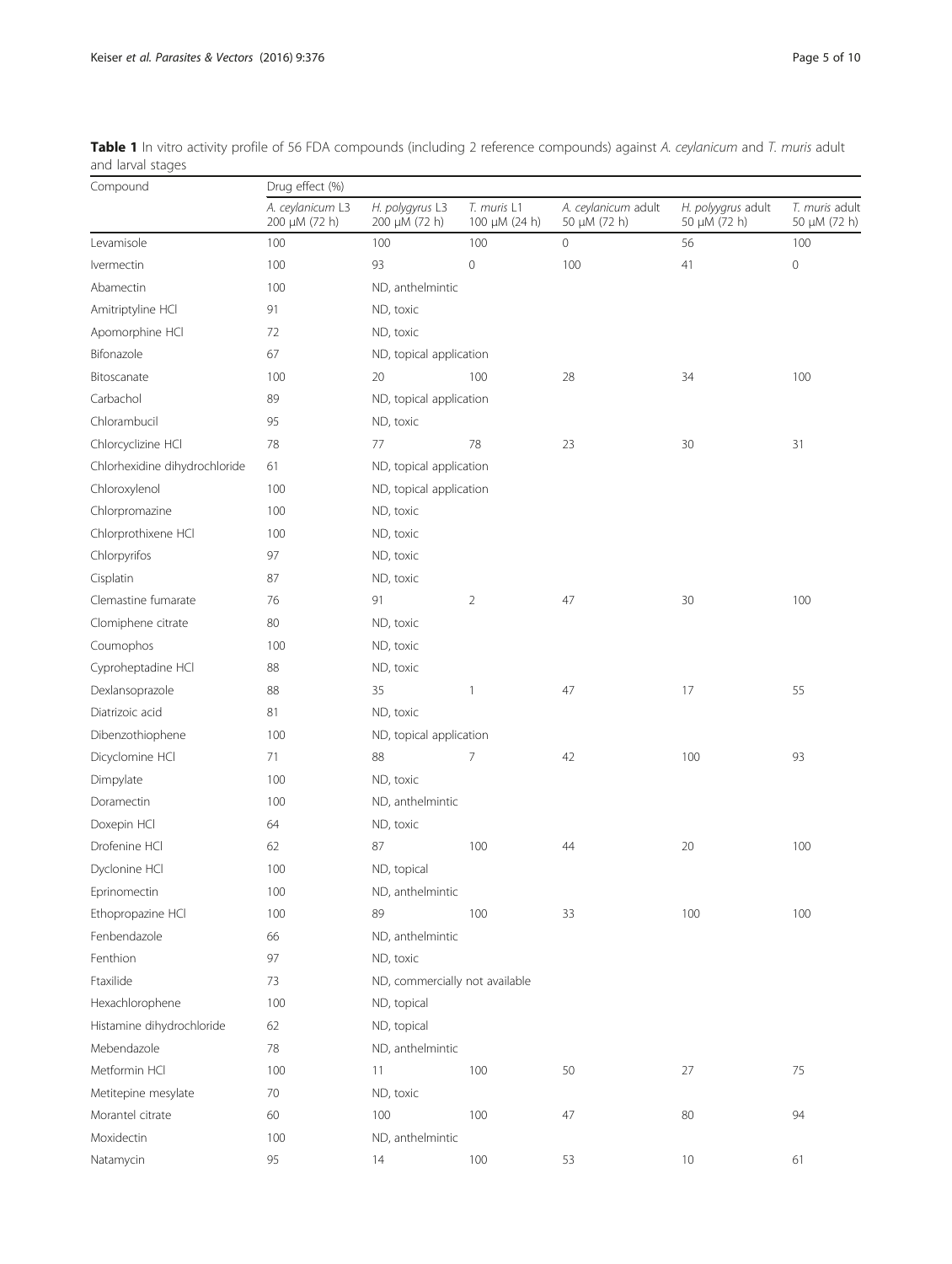**Table 1** In vitro activity profile of 56 FDA compounds (including 2 reference compounds) against *A. ceylanicum* and *T. muris* adult and larval stages

| Compound | Drug effect (%) | | | | | |
|---|---|---|---|---|---|---|
| | *A. ceylanicum* L3 200 μM (72 h) | *H. polygyrus* L3 200 μM (72 h) | *T. muris* L1 100 μM (24 h) | *A. ceylanicum* adult 50 μM (72 h) | *H. polyygrus* adult 50 μM (72 h) | *T. muris* adult 50 μM (72 h) |
| Levamisole | 100 | 100 | 100 | 0 | 56 | 100 |
| Ivermectin | 100 | 93 | 0 | 100 | 41 | 0 |
| Abamectin | 100 | ND, anthelmintic | | | | |
| Amitriptyline HCl | 91 | ND, toxic | | | | |
| Apomorphine HCl | 72 | ND, toxic | | | | |
| Bifonazole | 67 | ND, topical application | | | | |
| Bitoscanate | 100 | 20 | 100 | 28 | 34 | 100 |
| Carbachol | 89 | ND, topical application | | | | |
| Chlorambucil | 95 | ND, toxic | | | | |
| Chlorcyclizine HCl | 78 | 77 | 78 | 23 | 30 | 31 |
| Chlorhexidine dihydrochloride | 61 | ND, topical application | | | | |
| Chloroxylenol | 100 | ND, topical application | | | | |
| Chlorpromazine | 100 | ND, toxic | | | | |
| Chlorprothixene HCl | 100 | ND, toxic | | | | |
| Chlorpyrifos | 97 | ND, toxic | | | | |
| Cisplatin | 87 | ND, toxic | | | | |
| Clemastine fumarate | 76 | 91 | 2 | 47 | 30 | 100 |
| Clomiphene citrate | 80 | ND, toxic | | | | |
| Coumophos | 100 | ND, toxic | | | | |
| Cyproheptadine HCl | 88 | ND, toxic | | | | |
| Dexlansoprazole | 88 | 35 | 1 | 47 | 17 | 55 |
| Diatrizoic acid | 81 | ND, toxic | | | | |
| Dibenzothiophene | 100 | ND, topical application | | | | |
| Dicyclomine HCl | 71 | 88 | 7 | 42 | 100 | 93 |
| Dimpylate | 100 | ND, toxic | | | | |
| Doramectin | 100 | ND, anthelmintic | | | | |
| Doxepin HCl | 64 | ND, toxic | | | | |
| Drofenine HCl | 62 | 87 | 100 | 44 | 20 | 100 |
| Dyclonine HCl | 100 | ND, topical | | | | |
| Eprinomectin | 100 | ND, anthelmintic | | | | |
| Ethopropazine HCl | 100 | 89 | 100 | 33 | 100 | 100 |
| Fenbendazole | 66 | ND, anthelmintic | | | | |
| Fenthion | 97 | ND, toxic | | | | |
| Ftaxilide | 73 | ND, commercially not available | | | | |
| Hexachlorophene | 100 | ND, topical | | | | |
| Histamine dihydrochloride | 62 | ND, topical | | | | |
| Mebendazole | 78 | ND, anthelmintic | | | | |
| Metformin HCl | 100 | 11 | 100 | 50 | 27 | 75 |
| Metitepine mesylate | 70 | ND, toxic | | | | |
| Morantel citrate | 60 | 100 | 100 | 47 | 80 | 94 |
| Moxidectin | 100 | ND, anthelmintic | | | | |
| Natamycin | 95 | 14 | 100 | 53 | 10 | 61 |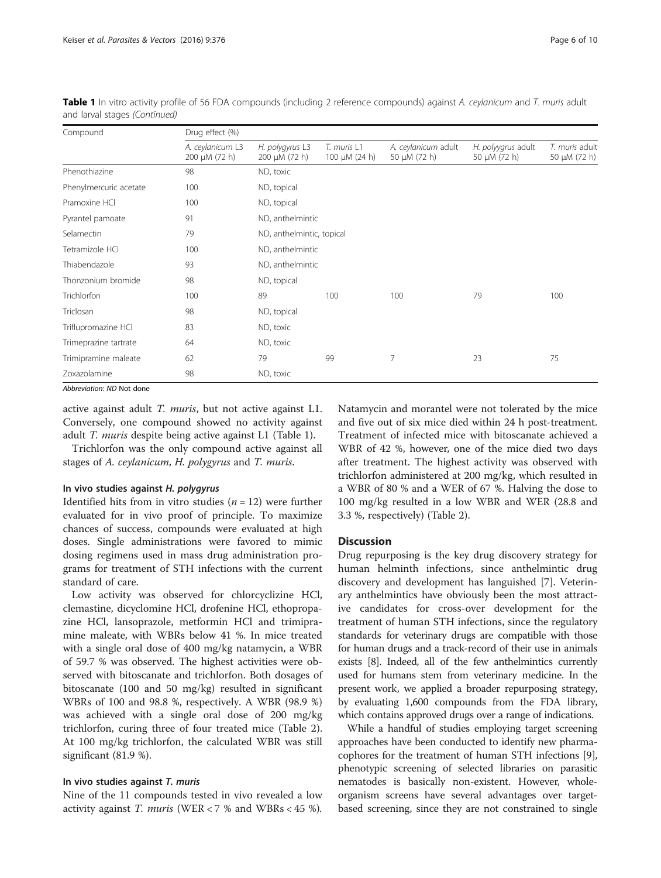**Table 1** In vitro activity profile of 56 FDA compounds (including 2 reference compounds) against *A. ceylanicum* and *T. muris* adult and larval stages *(Continued)*

| Compound | Drug effect (%) | | | | | |
|---|---|---|---|---|---|---|
| | *A. ceylanicum* L3 200 μM (72 h) | *H. polygyrus* L3 200 μM (72 h) | *T. muris* L1 100 μM (24 h) | *A. ceylanicum* adult 50 μM (72 h) | *H. polygyrus* adult 50 μM (72 h) | *T. muris* adult 50 μM (72 h) |
| Phenothiazine | 98 | ND, toxic | | | | |
| Phenylmercuric acetate | 100 | ND, topical | | | | |
| Pramoxine HCl | 100 | ND, topical | | | | |
| Pyrantel pamoate | 91 | ND, anthelmintic | | | | |
| Selamectin | 79 | ND, anthelmintic, topical | | | | |
| Tetramizole HCl | 100 | ND, anthelmintic | | | | |
| Thiabendazole | 93 | ND, anthelmintic | | | | |
| Thonzonium bromide | 98 | ND, topical | | | | |
| Trichlorfon | 100 | 89 | 100 | 100 | 79 | 100 |
| Triclosan | 98 | ND, topical | | | | |
| Triflupromazine HCl | 83 | ND, toxic | | | | |
| Trimeprazine tartrate | 64 | ND, toxic | | | | |
| Trimipramine maleate | 62 | 79 | 99 | 7 | 23 | 75 |
| Zoxazolamine | 98 | ND, toxic | | | | |

*Abbreviation*: *ND* Not done

active against adult *T. muris*, but not active against L1. Conversely, one compound showed no activity against adult *T. muris* despite being active against L1 (Table 1).

Trichlorfon was the only compound active against all stages of *A. ceylanicum*, *H. polygyrus* and *T. muris*.

#### In vivo studies against *H. polygyrus*

Identified hits from in vitro studies ($n = 12$) were further evaluated for in vivo proof of principle. To maximize chances of success, compounds were evaluated at high doses. Single administrations were favored to mimic dosing regimens used in mass drug administration programs for treatment of STH infections with the current standard of care.

Low activity was observed for chlorcyclizine HCl, clemastine, dicyclomine HCl, drofenine HCl, ethopropazine HCl, lansoprazole, metformin HCl and trimipramine maleate, with WBRs below 41 %. In mice treated with a single oral dose of 400 mg/kg natamycin, a WBR of 59.7 % was observed. The highest activities were observed with bitoscanate and trichlorfon. Both dosages of bitoscanate (100 and 50 mg/kg) resulted in significant WBRs of 100 and 98.8 %, respectively. A WBR (98.9 %) was achieved with a single oral dose of 200 mg/kg trichlorfon, curing three of four treated mice (Table 2). At 100 mg/kg trichlorfon, the calculated WBR was still significant (81.9 %).

#### In vivo studies against *T. muris*

Nine of the 11 compounds tested in vivo revealed a low activity against *T. muris* (WER < 7 % and WBRs < 45 %). Natamycin and morantel were not tolerated by the mice and five out of six mice died within 24 h post-treatment. Treatment of infected mice with bitoscanate achieved a WBR of 42 %, however, one of the mice died two days after treatment. The highest activity was observed with trichlorfon administered at 200 mg/kg, which resulted in a WBR of 80 % and a WER of 67 %. Halving the dose to 100 mg/kg resulted in a low WBR and WER (28.8 and 3.3 %, respectively) (Table 2).

## Discussion

Drug repurposing is the key drug discovery strategy for human helminth infections, since anthelmintic drug discovery and development has languished [7]. Veterinary anthelmintics have obviously been the most attractive candidates for cross-over development for the treatment of human STH infections, since the regulatory standards for veterinary drugs are compatible with those for human drugs and a track-record of their use in animals exists [8]. Indeed, all of the few anthelmintics currently used for humans stem from veterinary medicine. In the present work, we applied a broader repurposing strategy, by evaluating 1,600 compounds from the FDA library, which contains approved drugs over a range of indications.

While a handful of studies employing target screening approaches have been conducted to identify new pharmacophores for the treatment of human STH infections [9], phenotypic screening of selected libraries on parasitic nematodes is basically non-existent. However, whole-organism screens have several advantages over target-based screening, since they are not constrained to single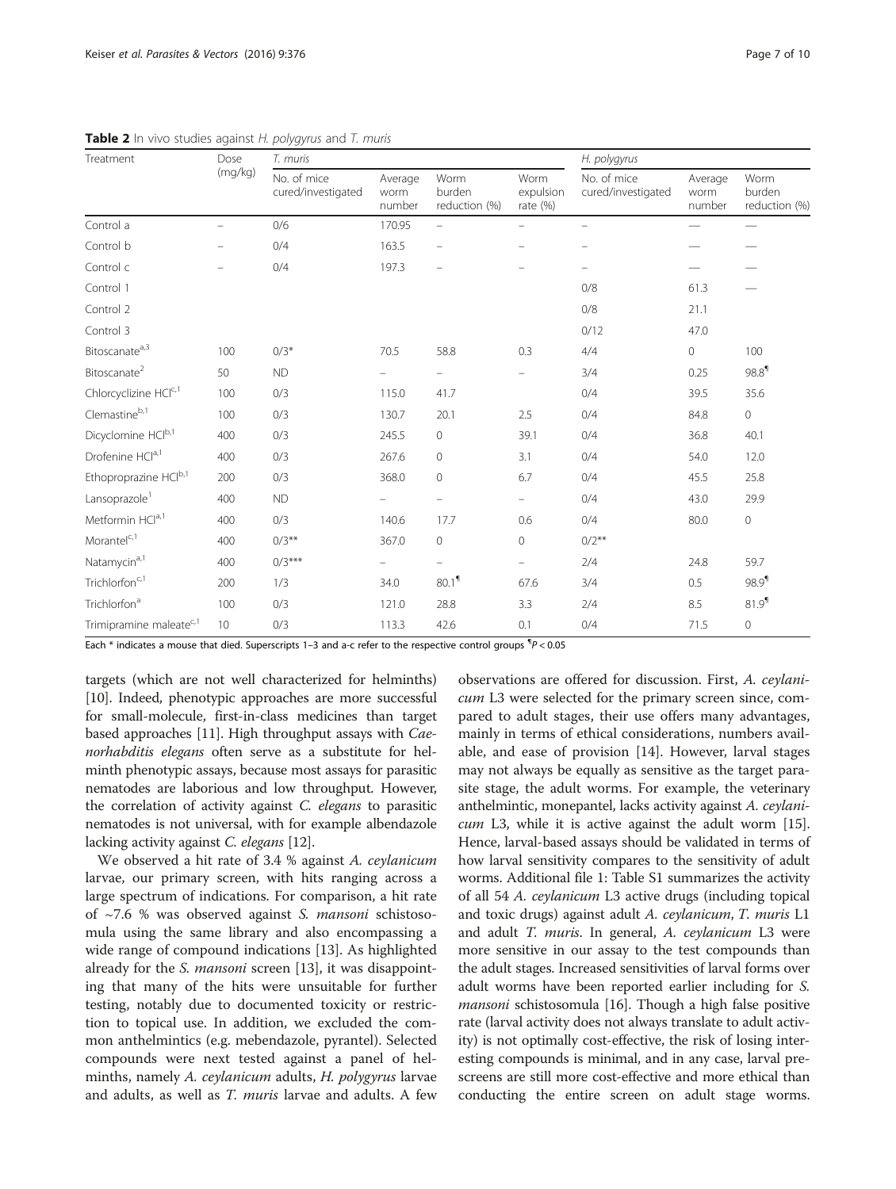**Table 2** In vivo studies against *H. polygyrus* and *T. muris*

| Treatment | Dose (mg/kg) | *T. muris* | | | | *H. polygyrus* | | |
|---|---|---|---|---|---|---|---|---|
| | | No. of mice cured/investigated | Average worm number | Worm burden reduction (%) | Worm expulsion rate (%) | No. of mice cured/investigated | Average worm number | Worm burden reduction (%) |
| Control a | – | 0/6 | 170.95 | – | – | – | — | — |
| Control b | – | 0/4 | 163.5 | – | – | – | — | — |
| Control c | – | 0/4 | 197.3 | – | – | – | — | — |
| Control 1 | | | | | | 0/8 | 61.3 | — |
| Control 2 | | | | | | 0/8 | 21.1 | |
| Control 3 | | | | | | 0/12 | 47.0 | |
| Bitoscanate[a,3] | 100 | 0/3* | 70.5 | 58.8 | 0.3 | 4/4 | 0 | 100 |
| Bitoscanate[2] | 50 | ND | – | – | – | 3/4 | 0.25 | 98.8[¶] |
| Chlorcyclizine HCl[c,1] | 100 | 0/3 | 115.0 | 41.7 | | 0/4 | 39.5 | 35.6 |
| Clemastine[b,1] | 100 | 0/3 | 130.7 | 20.1 | 2.5 | 0/4 | 84.8 | 0 |
| Dicyclomine HCl[b,1] | 400 | 0/3 | 245.5 | 0 | 39.1 | 0/4 | 36.8 | 40.1 |
| Drofenine HCl[a,1] | 400 | 0/3 | 267.6 | 0 | 3.1 | 0/4 | 54.0 | 12.0 |
| Ethopropazine HCl[b,1] | 200 | 0/3 | 368.0 | 0 | 6.7 | 0/4 | 45.5 | 25.8 |
| Lansoprazole[1] | 400 | ND | – | – | – | 0/4 | 43.0 | 29.9 |
| Metformin HCl[a,1] | 400 | 0/3 | 140.6 | 17.7 | 0.6 | 0/4 | 80.0 | 0 |
| Morantel[c,1] | 400 | 0/3** | 367.0 | 0 | 0 | 0/2** | | |
| Natamycin[a,1] | 400 | 0/3*** | – | – | – | 2/4 | 24.8 | 59.7 |
| Trichlorfon[c,1] | 200 | 1/3 | 34.0 | 80.1[¶] | 67.6 | 3/4 | 0.5 | 98.9[¶] |
| Trichlorfon[a] | 100 | 0/3 | 121.0 | 28.8 | 3.3 | 2/4 | 8.5 | 81.9[¶] |
| Trimipramine maleate[c,1] | 10 | 0/3 | 113.3 | 42.6 | 0.1 | 0/4 | 71.5 | 0 |

Each * indicates a mouse that died. Superscripts 1–3 and a-c refer to the respective control groups [¶]$P < 0.05$

targets (which are not well characterized for helminths) [10]. Indeed, phenotypic approaches are more successful for small-molecule, first-in-class medicines than target based approaches [11]. High throughput assays with *Caenorhabditis elegans* often serve as a substitute for helminth phenotypic assays, because most assays for parasitic nematodes are laborious and low throughput. However, the correlation of activity against *C. elegans* to parasitic nematodes is not universal, with for example albendazole lacking activity against *C. elegans* [12].

We observed a hit rate of 3.4 % against *A. ceylanicum* larvae, our primary screen, with hits ranging across a large spectrum of indications. For comparison, a hit rate of ~7.6 % was observed against *S. mansoni* schistosomula using the same library and also encompassing a wide range of compound indications [13]. As highlighted already for the *S. mansoni* screen [13], it was disappointing that many of the hits were unsuitable for further testing, notably due to documented toxicity or restriction to topical use. In addition, we excluded the common anthelmintics (e.g. mebendazole, pyrantel). Selected compounds were next tested against a panel of helminths, namely *A. ceylanicum* adults, *H. polygyrus* larvae and adults, as well as *T. muris* larvae and adults. A few observations are offered for discussion. First, *A. ceylanicum* L3 were selected for the primary screen since, compared to adult stages, their use offers many advantages, mainly in terms of ethical considerations, numbers available, and ease of provision [14]. However, larval stages may not always be equally as sensitive as the target parasite stage, the adult worms. For example, the veterinary anthelmintic, monepantel, lacks activity against *A. ceylanicum* L3, while it is active against the adult worm [15]. Hence, larval-based assays should be validated in terms of how larval sensitivity compares to the sensitivity of adult worms. Additional file 1: Table S1 summarizes the activity of all 54 *A. ceylanicum* L3 active drugs (including topical and toxic drugs) against adult *A. ceylanicum*, *T. muris* L1 and adult *T. muris*. In general, *A. ceylanicum* L3 were more sensitive in our assay to the test compounds than the adult stages. Increased sensitivities of larval forms over adult worms have been reported earlier including for *S. mansoni* schistosomula [16]. Though a high false positive rate (larval activity does not always translate to adult activity) is not optimally cost-effective, the risk of losing interesting compounds is minimal, and in any case, larval prescreens are still more cost-effective and more ethical than conducting the entire screen on adult stage worms.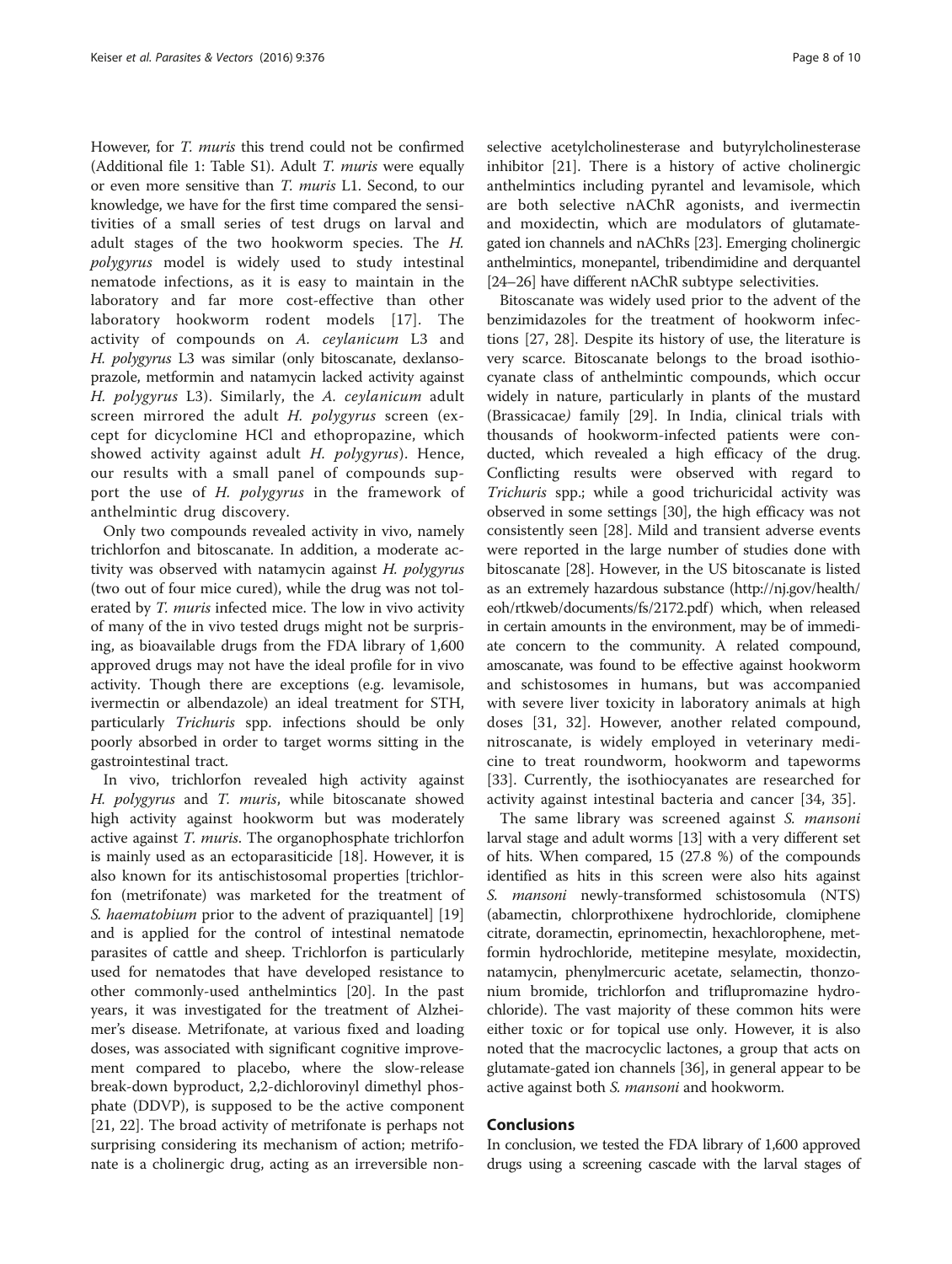However, for *T. muris* this trend could not be confirmed (Additional file 1: Table S1). Adult *T. muris* were equally or even more sensitive than *T. muris* L1. Second, to our knowledge, we have for the first time compared the sensitivities of a small series of test drugs on larval and adult stages of the two hookworm species. The *H. polygyrus* model is widely used to study intestinal nematode infections, as it is easy to maintain in the laboratory and far more cost-effective than other laboratory hookworm rodent models [17]. The activity of compounds on *A. ceylanicum* L3 and *H. polygyrus* L3 was similar (only bitoscanate, dexlansoprazole, metformin and natamycin lacked activity against *H. polygyrus* L3). Similarly, the *A. ceylanicum* adult screen mirrored the adult *H. polygyrus* screen (except for dicyclomine HCl and ethopropazine, which showed activity against adult *H. polygyrus*). Hence, our results with a small panel of compounds support the use of *H. polygyrus* in the framework of anthelmintic drug discovery.

Only two compounds revealed activity in vivo, namely trichlorfon and bitoscanate. In addition, a moderate activity was observed with natamycin against *H. polygyrus* (two out of four mice cured), while the drug was not tolerated by *T. muris* infected mice. The low in vivo activity of many of the in vivo tested drugs might not be surprising, as bioavailable drugs from the FDA library of 1,600 approved drugs may not have the ideal profile for in vivo activity. Though there are exceptions (e.g. levamisole, ivermectin or albendazole) an ideal treatment for STH, particularly *Trichuris* spp. infections should be only poorly absorbed in order to target worms sitting in the gastrointestinal tract.

In vivo, trichlorfon revealed high activity against *H. polygyrus* and *T. muris*, while bitoscanate showed high activity against hookworm but was moderately active against *T. muris*. The organophosphate trichlorfon is mainly used as an ectoparasiticide [18]. However, it is also known for its antischistosomal properties [trichlorfon (metrifonate) was marketed for the treatment of *S. haematobium* prior to the advent of praziquantel] [19] and is applied for the control of intestinal nematode parasites of cattle and sheep. Trichlorfon is particularly used for nematodes that have developed resistance to other commonly-used anthelmintics [20]. In the past years, it was investigated for the treatment of Alzheimer's disease. Metrifonate, at various fixed and loading doses, was associated with significant cognitive improvement compared to placebo, where the slow-release break-down byproduct, 2,2-dichlorovinyl dimethyl phosphate (DDVP), is supposed to be the active component [21, 22]. The broad activity of metrifonate is perhaps not surprising considering its mechanism of action; metrifonate is a cholinergic drug, acting as an irreversible non-selective acetylcholinesterase and butyrylcholinesterase inhibitor [21]. There is a history of active cholinergic anthelmintics including pyrantel and levamisole, which are both selective nAChR agonists, and ivermectin and moxidectin, which are modulators of glutamate-gated ion channels and nAChRs [23]. Emerging cholinergic anthelmintics, monepantel, tribendimidine and derquantel [24–26] have different nAChR subtype selectivities.

Bitoscanate was widely used prior to the advent of the benzimidazoles for the treatment of hookworm infections [27, 28]. Despite its history of use, the literature is very scarce. Bitoscanate belongs to the broad isothiocyanate class of anthelmintic compounds, which occur widely in nature, particularly in plants of the mustard (Brassicacae) family [29]. In India, clinical trials with thousands of hookworm-infected patients were conducted, which revealed a high efficacy of the drug. Conflicting results were observed with regard to *Trichuris* spp.; while a good trichuricidal activity was observed in some settings [30], the high efficacy was not consistently seen [28]. Mild and transient adverse events were reported in the large number of studies done with bitoscanate [28]. However, in the US bitoscanate is listed as an extremely hazardous substance (http://nj.gov/health/eoh/rtkweb/documents/fs/2172.pdf) which, when released in certain amounts in the environment, may be of immediate concern to the community. A related compound, amoscanate, was found to be effective against hookworm and schistosomes in humans, but was accompanied with severe liver toxicity in laboratory animals at high doses [31, 32]. However, another related compound, nitroscanate, is widely employed in veterinary medicine to treat roundworm, hookworm and tapeworms [33]. Currently, the isothiocyanates are researched for activity against intestinal bacteria and cancer [34, 35].

The same library was screened against *S. mansoni* larval stage and adult worms [13] with a very different set of hits. When compared, 15 (27.8 %) of the compounds identified as hits in this screen were also hits against *S. mansoni* newly-transformed schistosomula (NTS) (abamectin, chlorprothixene hydrochloride, clomiphene citrate, doramectin, eprinomectin, hexachlorophene, metformin hydrochloride, metitepine mesylate, moxidectin, natamycin, phenylmercuric acetate, selamectin, thonzonium bromide, trichlorfon and triflupromazine hydrochloride). The vast majority of these common hits were either toxic or for topical use only. However, it is also noted that the macrocyclic lactones, a group that acts on glutamate-gated ion channels [36], in general appear to be active against both *S. mansoni* and hookworm.

## Conclusions

In conclusion, we tested the FDA library of 1,600 approved drugs using a screening cascade with the larval stages of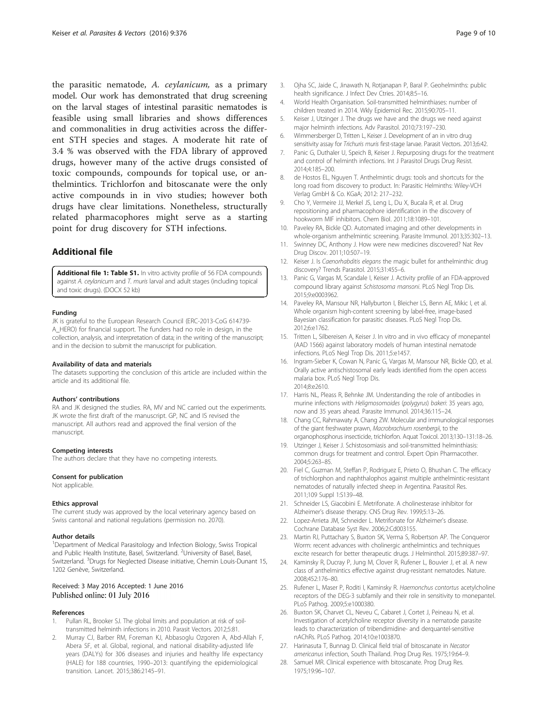the parasitic nematode, *A. ceylanicum,* as a primary model. Our work has demonstrated that drug screening on the larval stages of intestinal parasitic nematodes is feasible using small libraries and shows differences and commonalities in drug activities across the different STH species and stages. A moderate hit rate of 3.4 % was observed with the FDA library of approved drugs, however many of the active drugs consisted of toxic compounds, compounds for topical use, or anthelmintics. Trichlorfon and bitoscanate were the only active compounds in in vivo studies; however both drugs have clear limitations. Nonetheless, structurally related pharmacophores might serve as a starting point for drug discovery for STH infections.

## Additional file

**Additional file 1: Table S1.** In vitro activity profile of 56 FDA compounds against *A. ceylanicum* and *T. muris* larval and adult stages (including topical and toxic drugs). (DOCX 52 kb)

#### Funding

JK is grateful to the European Research Council (ERC-2013-CoG 614739-A_HERO) for financial support. The funders had no role in design, in the collection, analysis, and interpretation of data; in the writing of the manuscript; and in the decision to submit the manuscript for publication.

#### Availability of data and materials

The datasets supporting the conclusion of this article are included within the article and its additional file.

#### Authors' contributions

RA and JK designed the studies. RA, MV and NC carried out the experiments. JK wrote the first draft of the manuscript. GP, NC and IS revised the manuscript. All authors read and approved the final version of the manuscript.

#### Competing interests

The authors declare that they have no competing interests.

#### Consent for publication

Not applicable.

#### Ethics approval

The current study was approved by the local veterinary agency based on Swiss cantonal and national regulations (permission no. 2070).

#### Author details

[1]Department of Medical Parasitology and Infection Biology, Swiss Tropical and Public Health Institute, Basel, Switzerland. [2]University of Basel, Basel, Switzerland. [3]Drugs for Neglected Disease initiative, Chemin Louis-Dunant 15, 1202 Genève, Switzerland.

Received: 3 May 2016 Accepted: 1 June 2016
Published online: 01 July 2016

#### References

1. Pullan RL, Brooker SJ. The global limits and population at risk of soil-transmitted helminth infections in 2010. Parasit Vectors. 2012;5:81.
2. Murray CJ, Barber RM, Foreman KJ, Abbasoglu Ozgoren A, Abd-Allah F, Abera SF, et al. Global, regional, and national disability-adjusted life years (DALYs) for 306 diseases and injuries and healthy life expectancy (HALE) for 188 countries, 1990–2013: quantifying the epidemiological transition. Lancet. 2015;386:2145–91.
3. Ojha SC, Jaide C, Jinawath N, Rotjanapan P, Baral P. Geohelminths: public health significance. J Infect Dev Ctries. 2014;8:5–16.
4. World Health Organisation. Soil-transmitted helminthiases: number of children treated in 2014. Wkly Epidemiol Rec. 2015;90:705–11.
5. Keiser J, Utzinger J. The drugs we have and the drugs we need against major helminth infections. Adv Parasitol. 2010;73:197–230.
6. Wimmersberger D, Tritten L, Keiser J. Development of an in vitro drug sensitivity assay for *Trichuris muris* first-stage larvae. Parasit Vectors. 2013;6:42.
7. Panic G, Duthaler U, Speich B, Keiser J. Repurposing drugs for the treatment and control of helminth infections. Int J Parasitol Drugs Drug Resist. 2014;4:185–200.
8. de Hostos EL, Nguyen T. Anthelmintic drugs: tools and shortcuts for the long road from discovery to product. In: Parasitic Helminths: Wiley-VCH Verlag GmbH & Co. KGaA; 2012: 217–232.
9. Cho Y, Vermeire JJ, Merkel JS, Leng L, Du X, Bucala R, et al. Drug repositioning and pharmacophore identification in the discovery of hookworm MIF inhibitors. Chem Biol. 2011;18:1089–101.
10. Paveley RA, Bickle QD. Automated imaging and other developments in whole-organism anthelmintic screening. Parasite Immunol. 2013;35:302–13.
11. Swinney DC, Anthony J. How were new medicines discovered? Nat Rev Drug Discov. 2011;10:507–19.
12. Keiser J. Is *Caenorhabditis elegans* the magic bullet for anthelminthic drug discovery? Trends Parasitol. 2015;31:455–6.
13. Panic G, Vargas M, Scandale I, Keiser J. Activity profile of an FDA-approved compound library against *Schistosoma mansoni*. PLoS Negl Trop Dis. 2015;9:e0003962.
14. Paveley RA, Mansour NR, Hallyburton I, Bleicher LS, Benn AE, Mikic I, et al. Whole organism high-content screening by label-free, image-based Bayesian classification for parasitic diseases. PLoS Negl Trop Dis. 2012;6:e1762.
15. Tritten L, Silbereisen A, Keiser J. In vitro and in vivo efficacy of monepantel (AAD 1566) against laboratory models of human intestinal nematode infections. PLoS Negl Trop Dis. 2011;5:e1457.
16. Ingram-Sieber K, Cowan N, Panic G, Vargas M, Mansour NR, Bickle QD, et al. Orally active antischistosomal early leads identified from the open access malaria box. PLoS Negl Trop Dis. 2014;8:e2610.
17. Harris NL, Pleass R, Behnke JM. Understanding the role of antibodies in murine infections with *Heligmosomoides* (*polygyrus*) *bakeri*: 35 years ago, now and 35 years ahead. Parasite Immunol. 2014;36:115–24.
18. Chang CC, Rahmawaty A, Chang ZW. Molecular and immunological responses of the giant freshwater prawn, *Macrobrachium rosenbergii*, to the organophosphorus insecticide, trichlorfon. Aquat Toxicol. 2013;130–131:18–26.
19. Utzinger J, Keiser J. Schistosomiasis and soil-transmitted helminthiasis: common drugs for treatment and control. Expert Opin Pharmacother. 2004;5:263–85.
20. Fiel C, Guzman M, Steffan P, Rodriguez E, Prieto O, Bhushan C. The efficacy of trichlorphon and naphthalophos against multiple anthelmintic-resistant nematodes of naturally infected sheep in Argentina. Parasitol Res. 2011;109 Suppl 1:S139–48.
21. Schneider LS, Giacobini E. Metrifonate. A cholinesterase inhibitor for Alzheimer's disease therapy. CNS Drug Rev. 1999;5:13–26.
22. Lopez-Arrieta JM, Schneider L. Metrifonate for Alzheimer's disease. Cochrane Database Syst Rev. 2006;2:Cd003155.
23. Martin RJ, Puttachary S, Buxton SK, Verma S, Robertson AP. The Conqueror Worm: recent advances with cholinergic anthelmintics and techniques excite research for better therapeutic drugs. J Helminthol. 2015;89:387–97.
24. Kaminsky R, Ducray P, Jung M, Clover R, Rufener L, Bouvier J, et al. A new class of anthelmintics effective against drug-resistant nematodes. Nature. 2008;452:176–80.
25. Rufener L, Maser P, Roditi I, Kaminsky R. *Haemonchus contortus* acetylcholine receptors of the DEG-3 subfamily and their role in sensitivity to monepantel. PLoS Pathog. 2009;5:e1000380.
26. Buxton SK, Charvet CL, Neveu C, Cabaret J, Cortet J, Peineau N, et al. Investigation of acetylcholine receptor diversity in a nematode parasite leads to characterization of tribendimidine- and derquantel-sensitive nAChRs. PLoS Pathog. 2014;10:e1003870.
27. Harinasuta T, Bunnag D. Clinical field trial of bitoscanate in *Necator americanus* infection, South Thailand. Prog Drug Res. 1975;19:64–9.
28. Samuel MR. Clinical experience with bitoscanate. Prog Drug Res. 1975;19:96–107.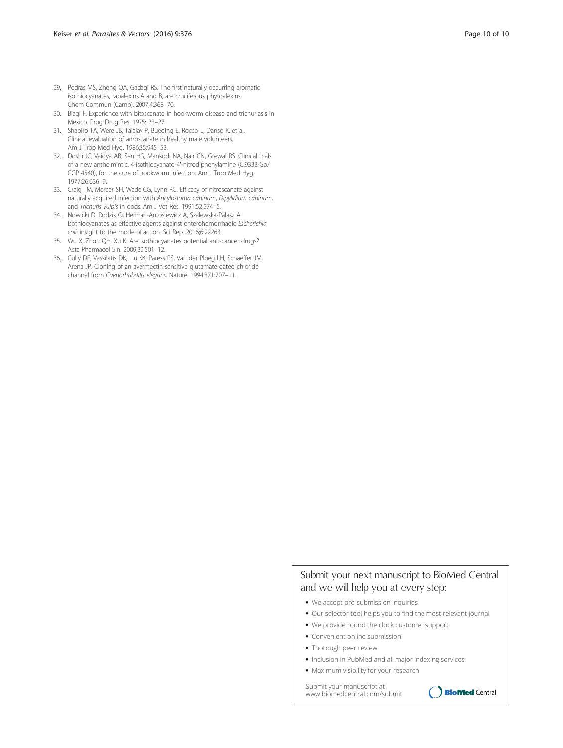29. Pedras MS, Zheng QA, Gadagi RS. The first naturally occurring aromatic isothiocyanates, rapalexins A and B, are cruciferous phytoalexins. Chem Commun (Camb). 2007;4:368–70.
30. Biagi F. Experience with bitoscanate in hookworm disease and trichuriasis in Mexico. Prog Drug Res. 1975: 23–27
31. Shapiro TA, Were JB, Talalay P, Bueding E, Rocco L, Danso K, et al. Clinical evaluation of amoscanate in healthy male volunteers. Am J Trop Med Hyg. 1986;35:945–53.
32. Doshi JC, Vaidya AB, Sen HG, Mankodi NA, Nair CN, Grewal RS. Clinical trials of a new anthelmintic, 4-isothiocyanato-4′-nitrodiphenylamine (C.9333-Go/ CGP 4540), for the cure of hookworm infection. Am J Trop Med Hyg. 1977;26:636–9.
33. Craig TM, Mercer SH, Wade CG, Lynn RC. Efficacy of nitroscanate against naturally acquired infection with *Ancylostoma caninum*, *Dipylidium caninum*, and *Trichuris vulpis* in dogs. Am J Vet Res. 1991;52:574–5.
34. Nowicki D, Rodzik O, Herman-Antosiewicz A, Szalewska-Palasz A. Isothiocyanates as effective agents against enterohemorrhagic *Escherichia coli*: insight to the mode of action. Sci Rep. 2016;6:22263.
35. Wu X, Zhou QH, Xu K. Are isothiocyanates potential anti-cancer drugs? Acta Pharmacol Sin. 2009;30:501–12.
36. Cully DF, Vassilatis DK, Liu KK, Paress PS, Van der Ploeg LH, Schaeffer JM, Arena JP. Cloning of an avermectin-sensitive glutamate-gated chloride channel from *Caenorhabditis elegans*. Nature. 1994;371:707–11.

Submit your next manuscript to BioMed Central and we will help you at every step:

- We accept pre-submission inquiries
- Our selector tool helps you to find the most relevant journal
- We provide round the clock customer support
- Convenient online submission
- Thorough peer review
- Inclusion in PubMed and all major indexing services
- Maximum visibility for your research

Submit your manuscript at www.biomedcentral.com/submit

BioMed Central